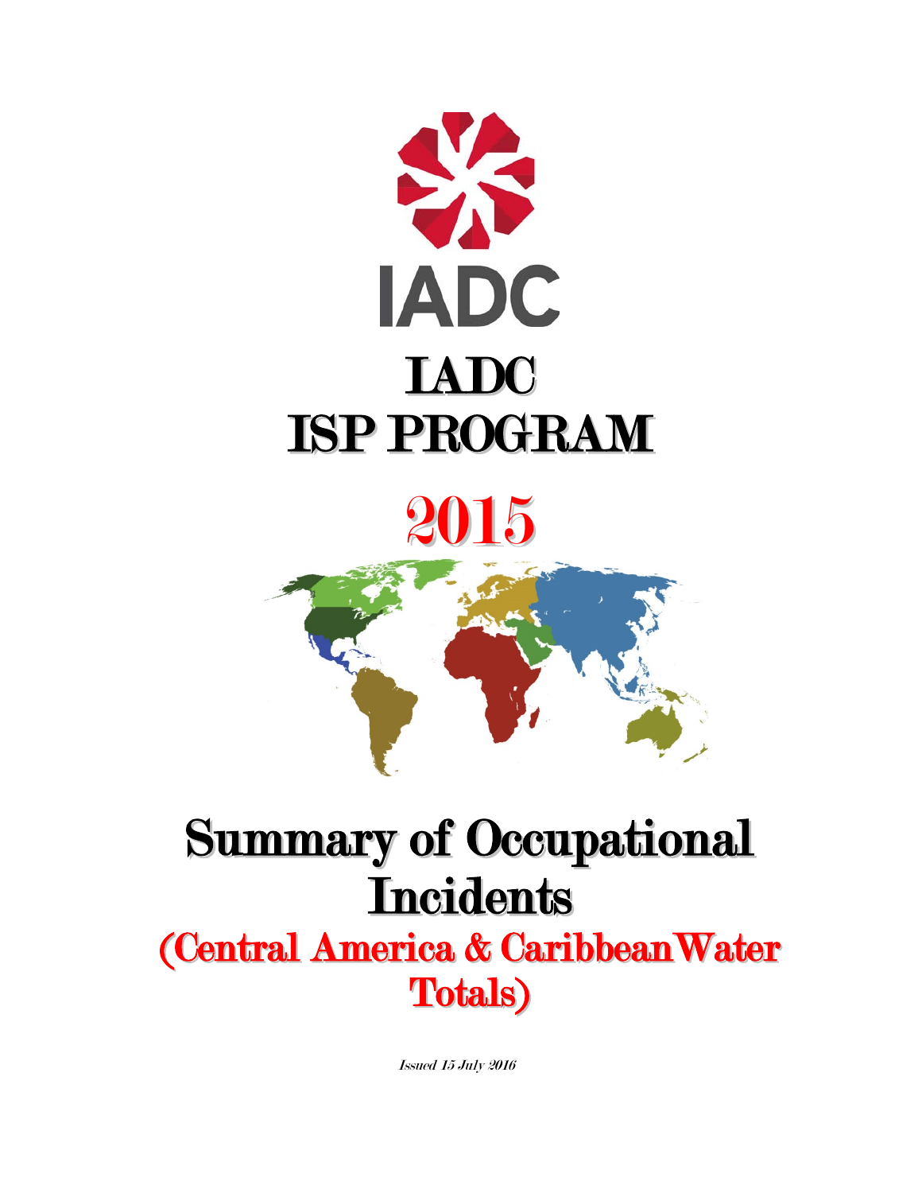IADC

# IADC
# ISP PROGRAM

# 2015

# Summary of Occupational Incidents

## (Central America & CaribbeanWater Totals)

*Issued 15 July 2016*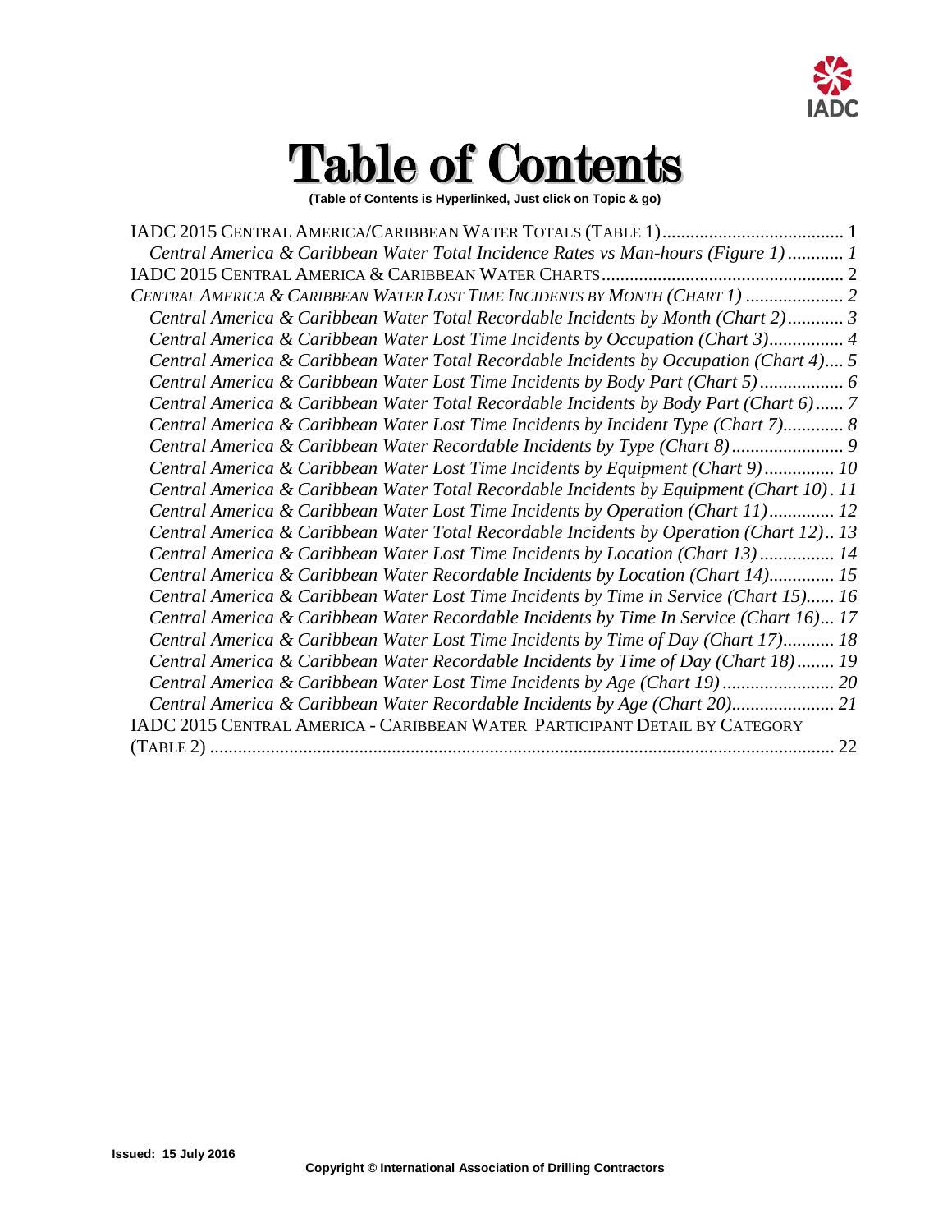# Table of Contents

**(Table of Contents is Hyperlinked, Just click on Topic & go)**

IADC 2015 CENTRAL AMERICA/CARIBBEAN WATER TOTALS (TABLE 1) ....................................... 1

*Central America & Caribbean Water Total Incidence Rates vs Man-hours (Figure 1) ............ 1*

IADC 2015 CENTRAL AMERICA & CARIBBEAN WATER CHARTS .................................................... 2

*CENTRAL AMERICA & CARIBBEAN WATER LOST TIME INCIDENTS BY MONTH (CHART 1) ..................... 2*

*Central America & Caribbean Water Total Recordable Incidents by Month (Chart 2) ............ 3*

*Central America & Caribbean Water Lost Time Incidents by Occupation (Chart 3) ................ 4*

*Central America & Caribbean Water Total Recordable Incidents by Occupation (Chart 4) .... 5*

*Central America & Caribbean Water Lost Time Incidents by Body Part (Chart 5) ................. 6*

*Central America & Caribbean Water Total Recordable Incidents by Body Part (Chart 6) ...... 7*

*Central America & Caribbean Water Lost Time Incidents by Incident Type (Chart 7) ............. 8*

*Central America & Caribbean Water Recordable Incidents by Type (Chart 8) ........................ 9*

*Central America & Caribbean Water Lost Time Incidents by Equipment (Chart 9) ............... 10*

*Central America & Caribbean Water Total Recordable Incidents by Equipment (Chart 10) . 11*

*Central America & Caribbean Water Lost Time Incidents by Operation (Chart 11) .............. 12*

*Central America & Caribbean Water Total Recordable Incidents by Operation (Chart 12) .. 13*

*Central America & Caribbean Water Lost Time Incidents by Location (Chart 13) ................ 14*

*Central America & Caribbean Water Recordable Incidents by Location (Chart 14) .............. 15*

*Central America & Caribbean Water Lost Time Incidents by Time in Service (Chart 15) ...... 16*

*Central America & Caribbean Water Recordable Incidents by Time In Service (Chart 16) ... 17*

*Central America & Caribbean Water Lost Time Incidents by Time of Day (Chart 17) ........... 18*

*Central America & Caribbean Water Recordable Incidents by Time of Day (Chart 18) ........ 19*

*Central America & Caribbean Water Lost Time Incidents by Age (Chart 19) ........................ 20*

*Central America & Caribbean Water Recordable Incidents by Age (Chart 20) ...................... 21*

IADC 2015 CENTRAL AMERICA - CARIBBEAN WATER PARTICIPANT DETAIL BY CATEGORY (TABLE 2) ..................................................................................................................... 22

**Issued: 15 July 2016**

**Copyright © International Association of Drilling Contractors**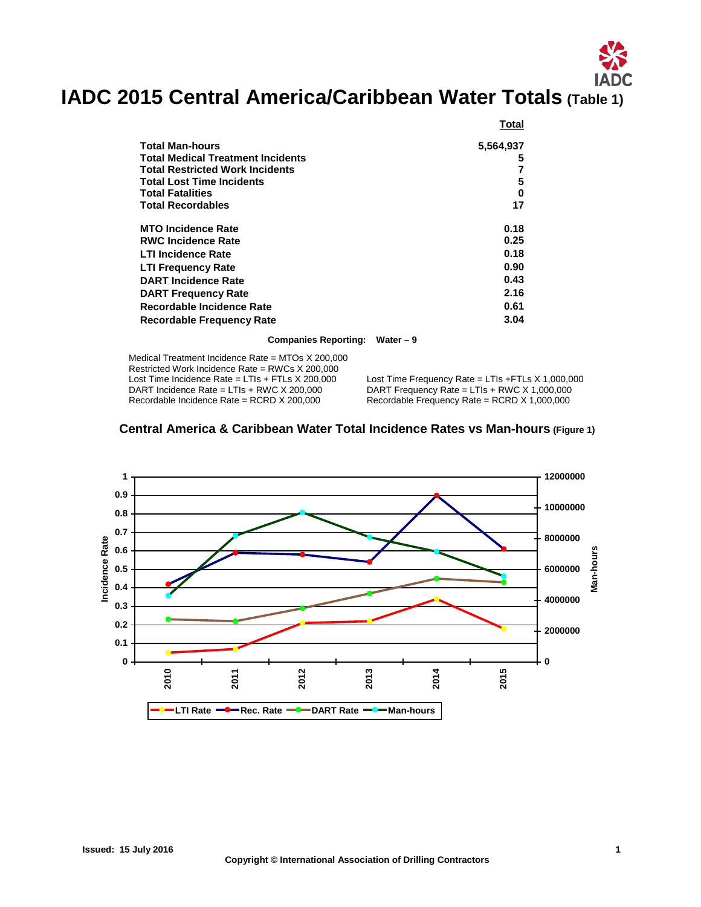# IADC 2015 Central America/Caribbean Water Totals (Table 1)

| | Total |
|---|---|
| **Total Man-hours** | **5,564,937** |
| **Total Medical Treatment Incidents** | **5** |
| **Total Restricted Work Incidents** | **7** |
| **Total Lost Time Incidents** | **5** |
| **Total Fatalities** | **0** |
| **Total Recordables** | **17** |
| | |
| **MTO Incidence Rate** | **0.18** |
| **RWC Incidence Rate** | **0.25** |
| **LTI Incidence Rate** | **0.18** |
| **LTI Frequency Rate** | **0.90** |
| **DART Incidence Rate** | **0.43** |
| **DART Frequency Rate** | **2.16** |
| **Recordable Incidence Rate** | **0.61** |
| **Recordable Frequency Rate** | **3.04** |

**Companies Reporting: Water – 9**

Medical Treatment Incidence Rate = MTOs X 200,000
Restricted Work Incidence Rate = RWCs X 200,000
Lost Time Incidence Rate = LTIs + FTLs X 200,000
DART Incidence Rate = LTIs + RWC X 200,000
Recordable Incidence Rate = RCRD X 200,000

Lost Time Frequency Rate = LTIs +FTLs X 1,000,000
DART Frequency Rate = LTIs + RWC X 1,000,000
Recordable Frequency Rate = RCRD X 1,000,000

## Central America & Caribbean Water Total Incidence Rates vs Man-hours (Figure 1)

Issued: 15 July 2016

Copyright © International Association of Drilling Contractors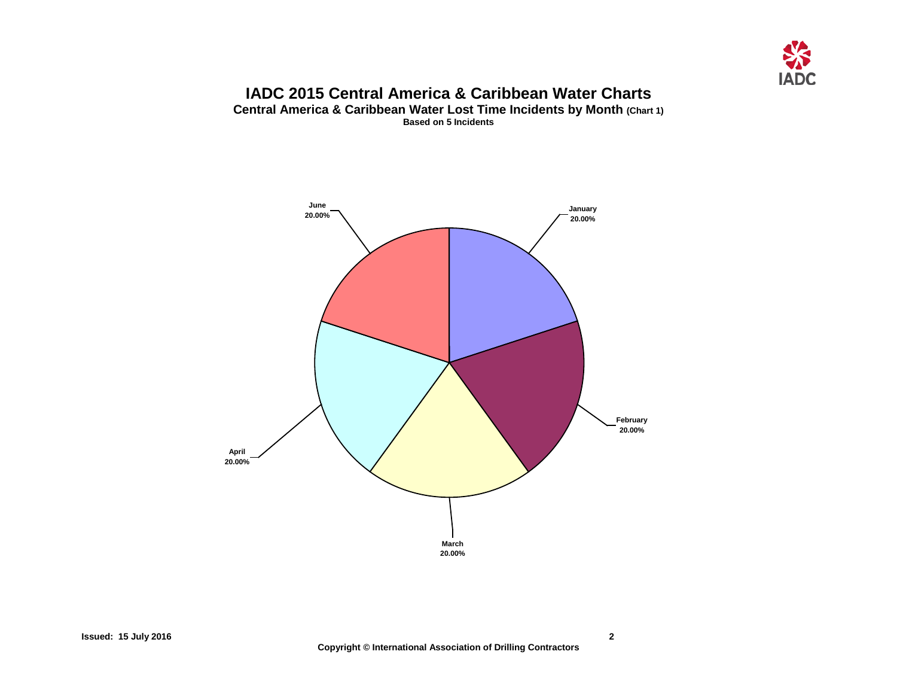# IADC 2015 Central America & Caribbean Water Charts

**Central America & Caribbean Water Lost Time Incidents by Month (Chart 1)**

**Based on 5 Incidents**

January 20.00%

February 20.00%

March 20.00%

April 20.00%

June 20.00%

Issued: 15 July 2016

Copyright © International Association of Drilling Contractors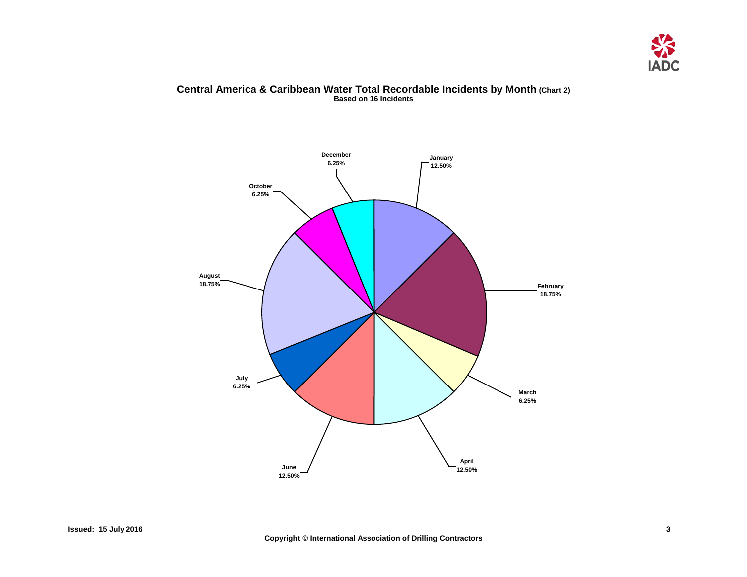## Central America & Caribbean Water Total Recordable Incidents by Month (Chart 2)

**Based on 16 Incidents**

| Month | Percentage |
|---|---|
| January | 12.50% |
| February | 18.75% |
| March | 6.25% |
| April | 12.50% |
| June | 12.50% |
| July | 6.25% |
| August | 18.75% |
| October | 6.25% |
| December | 6.25% |

**Issued: 15 July 2016**

**Copyright © International Association of Drilling Contractors**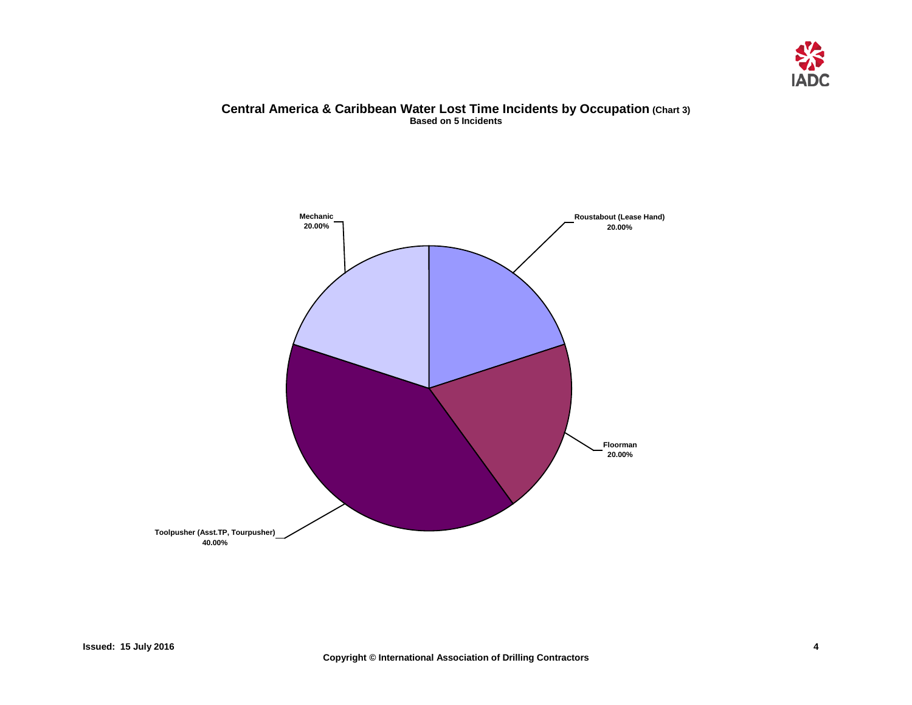## Central America & Caribbean Water Lost Time Incidents by Occupation (Chart 3)

**Based on 5 Incidents**

Mechanic
20.00%

Roustabout (Lease Hand)
20.00%

Floorman
20.00%

Toolpusher (Asst.TP, Tourpusher)
40.00%

**Issued: 15 July 2016**

**Copyright © International Association of Drilling Contractors**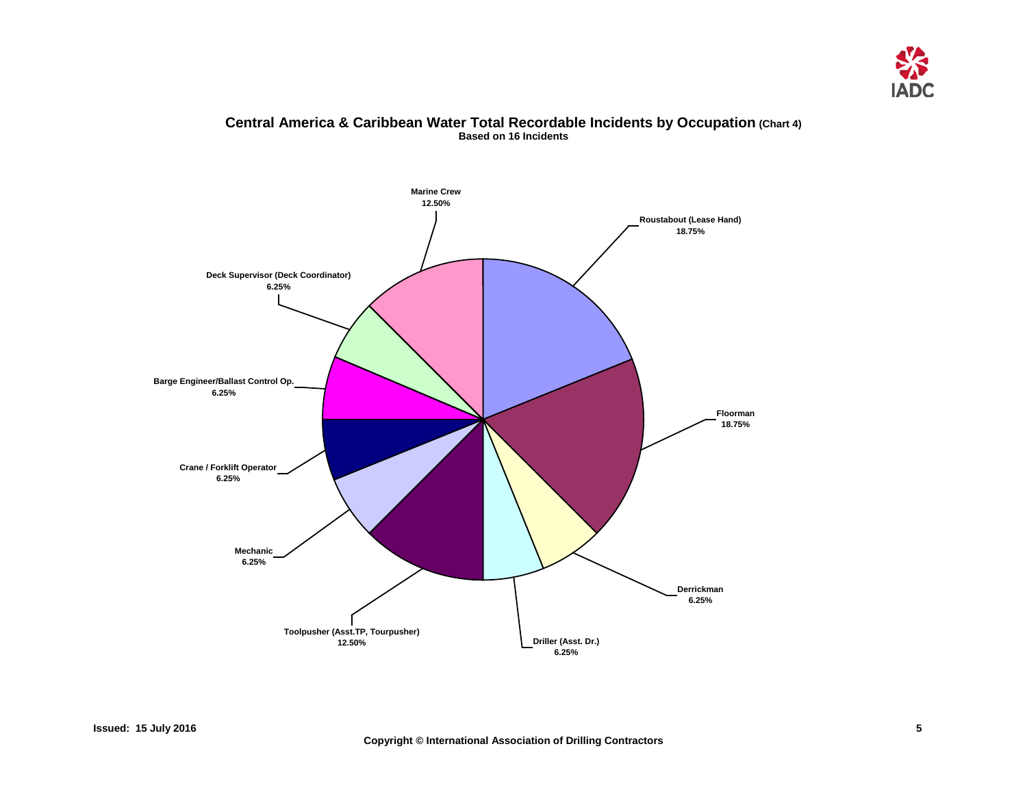## Central America & Caribbean Water Total Recordable Incidents by Occupation (Chart 4)

**Based on 16 Incidents**

| Occupation | Percentage |
| --- | --- |
| Roustabout (Lease Hand) | 18.75% |
| Floorman | 18.75% |
| Derrickman | 6.25% |
| Driller (Asst. Dr.) | 6.25% |
| Toolpusher (Asst.TP, Tourpusher) | 12.50% |
| Mechanic | 6.25% |
| Crane / Forklift Operator | 6.25% |
| Barge Engineer/Ballast Control Op. | 6.25% |
| Deck Supervisor (Deck Coordinator) | 6.25% |
| Marine Crew | 12.50% |

Issued: 15 July 2016

Copyright © International Association of Drilling Contractors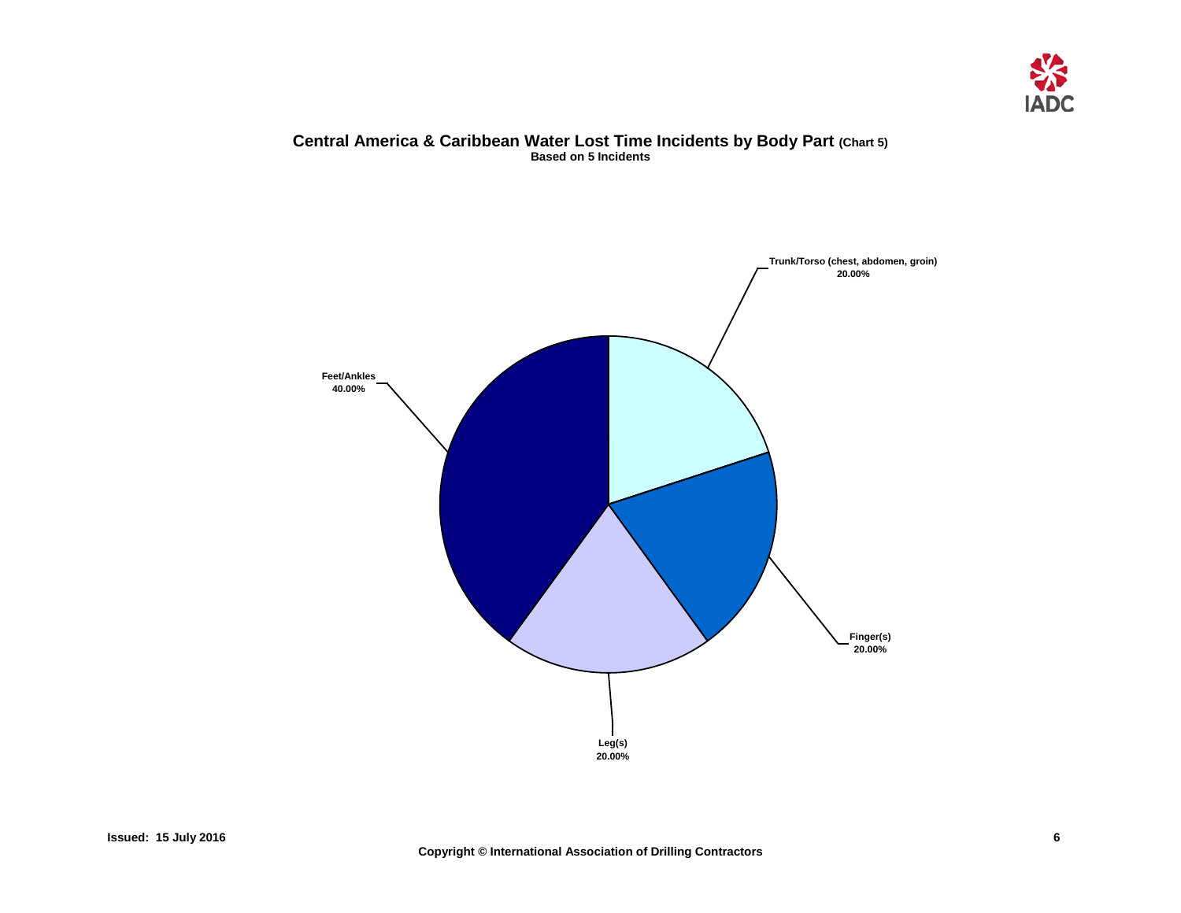# Central America & Caribbean Water Lost Time Incidents by Body Part (Chart 5)

**Based on 5 Incidents**

Trunk/Torso (chest, abdomen, groin)
20.00%

Feet/Ankles
40.00%

Finger(s)
20.00%

Leg(s)
20.00%

Issued: 15 July 2016

Copyright © International Association of Drilling Contractors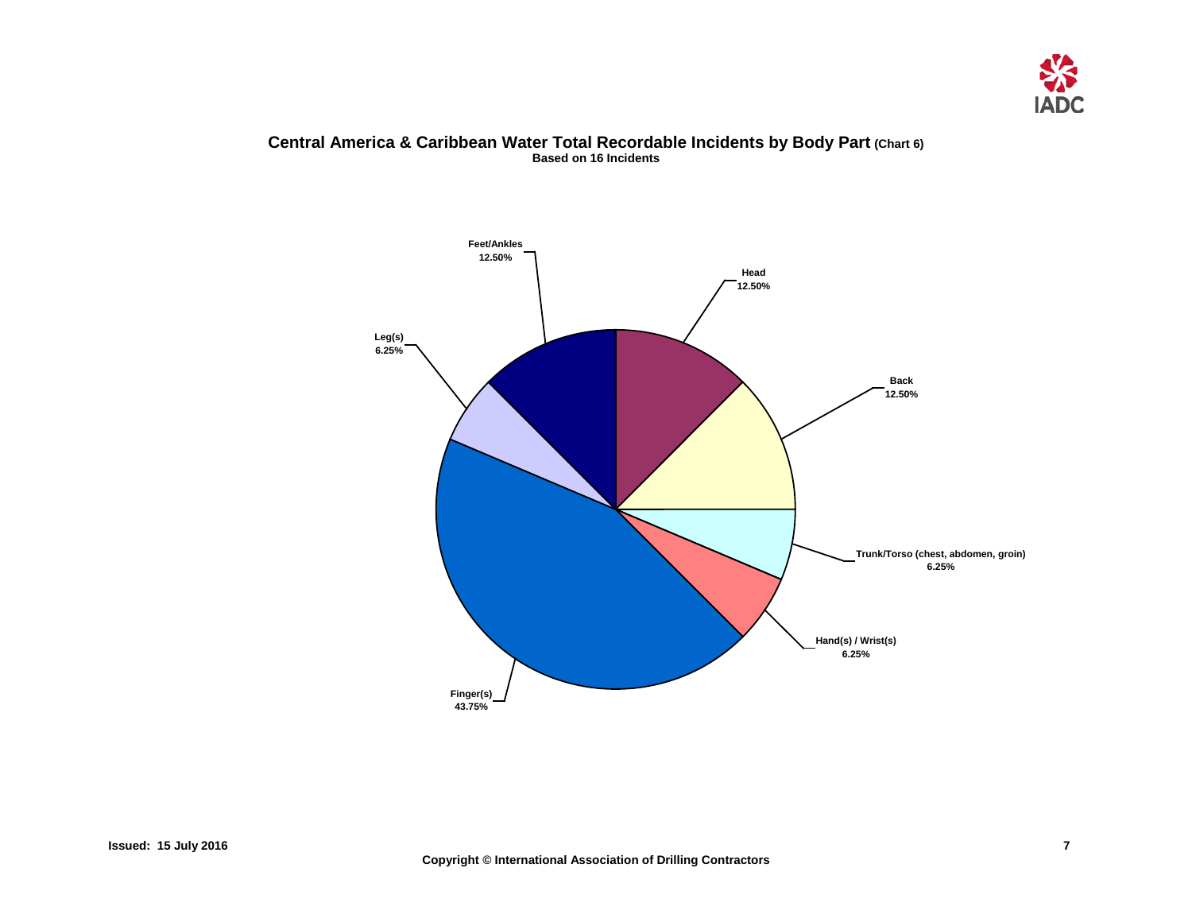**Central America & Caribbean Water Total Recordable Incidents by Body Part (Chart 6)**
**Based on 16 Incidents**

| Body Part | Percentage |
| --- | --- |
| Head | 12.50% |
| Back | 12.50% |
| Trunk/Torso (chest, abdomen, groin) | 6.25% |
| Hand(s) / Wrist(s) | 6.25% |
| Finger(s) | 43.75% |
| Leg(s) | 6.25% |
| Feet/Ankles | 12.50% |

Issued: 15 July 2016

Copyright © International Association of Drilling Contractors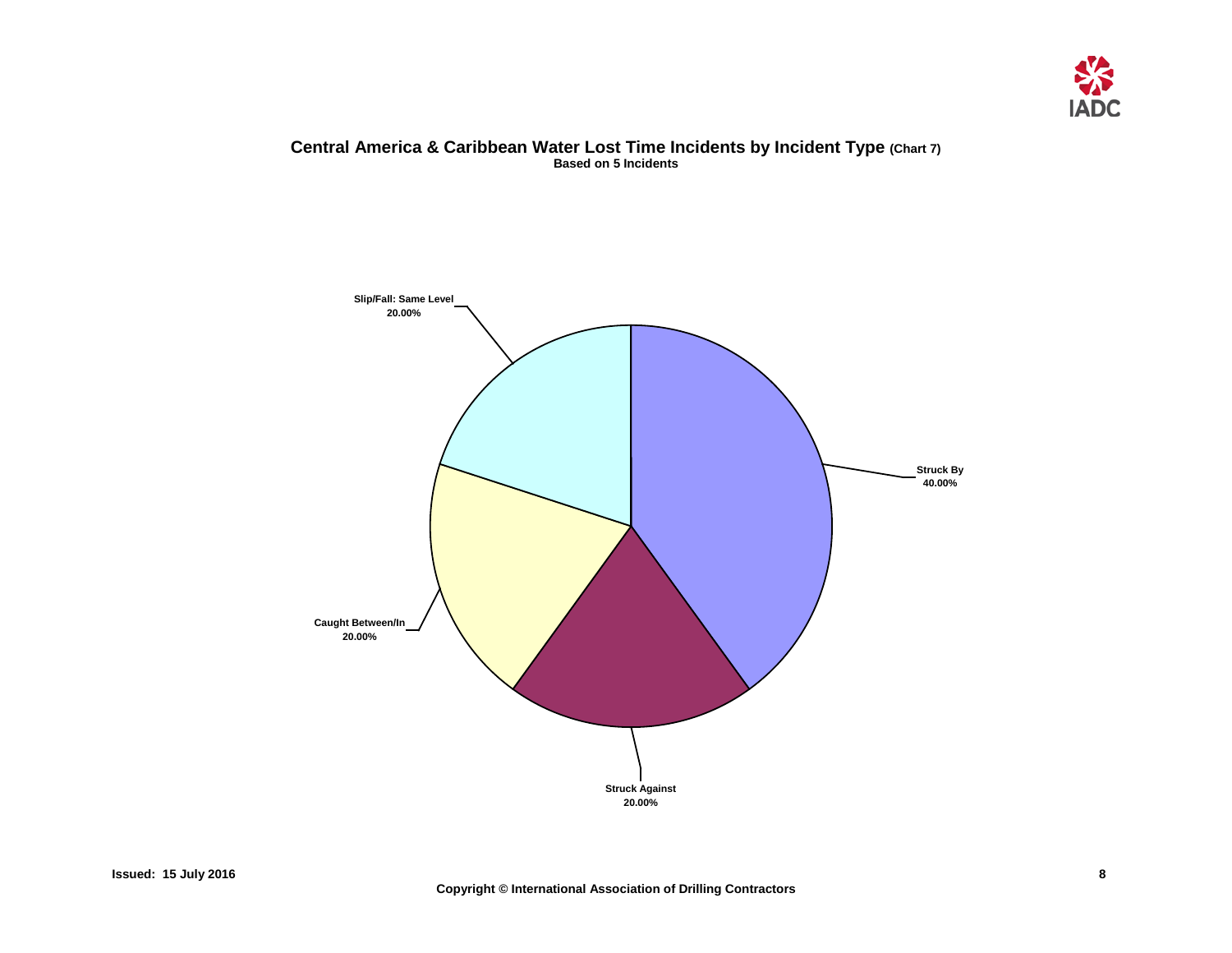**Central America & Caribbean Water Lost Time Incidents by Incident Type** (Chart 7)

**Based on 5 Incidents**

Slip/Fall: Same Level
20.00%

Struck By
40.00%

Caught Between/In
20.00%

Struck Against
20.00%

Issued: 15 July 2016

Copyright © International Association of Drilling Contractors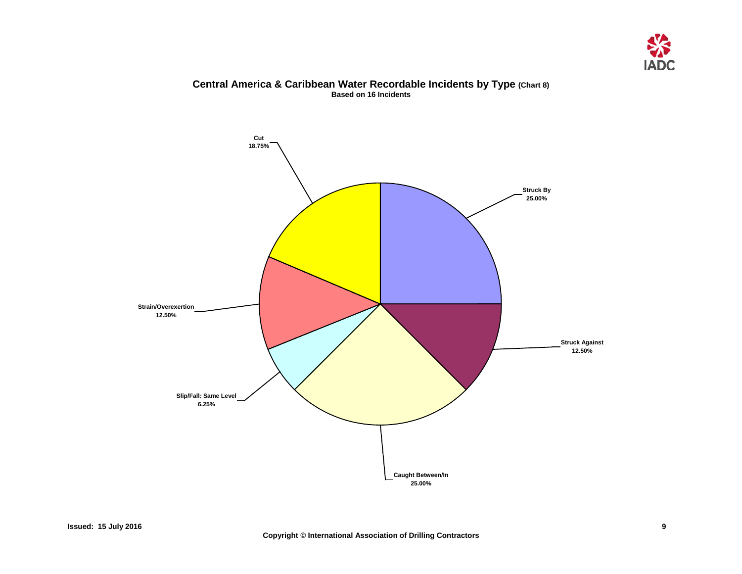## Central America & Caribbean Water Recordable Incidents by Type (Chart 8)

**Based on 16 Incidents**

Cut
18.75%

Struck By
25.00%

Strain/Overexertion
12.50%

Struck Against
12.50%

Slip/Fall: Same Level
6.25%

Caught Between/In
25.00%

Issued: 15 July 2016

Copyright © International Association of Drilling Contractors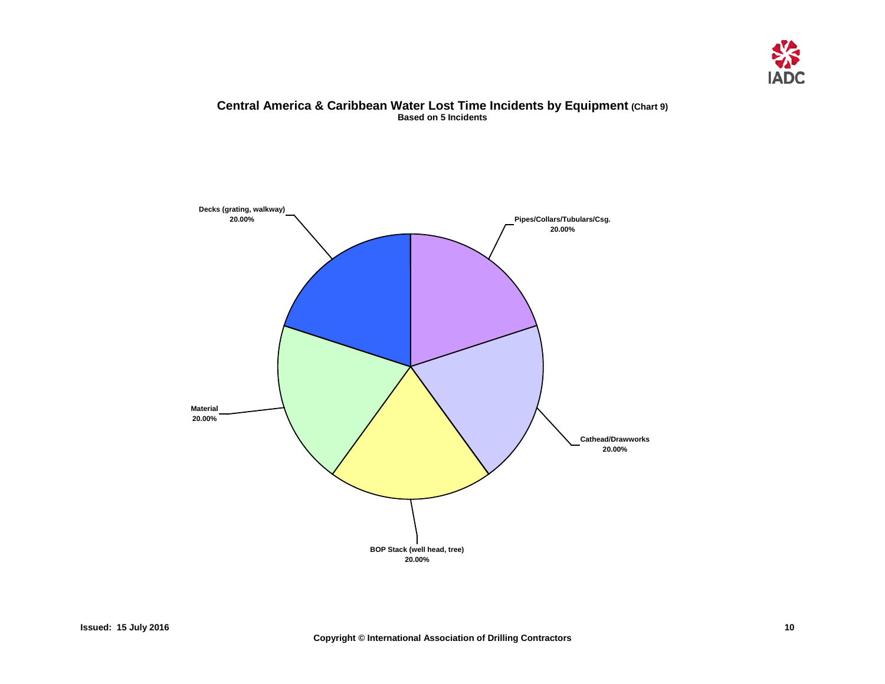## Central America & Caribbean Water Lost Time Incidents by Equipment (Chart 9)

**Based on 5 Incidents**

| Equipment | Percentage |
|---|---|
| Decks (grating, walkway) | 20.00% |
| Pipes/Collars/Tubulars/Csg. | 20.00% |
| Cathead/Drawworks | 20.00% |
| BOP Stack (well head, tree) | 20.00% |
| Material | 20.00% |

**Issued: 15 July 2016**

**Copyright © International Association of Drilling Contractors**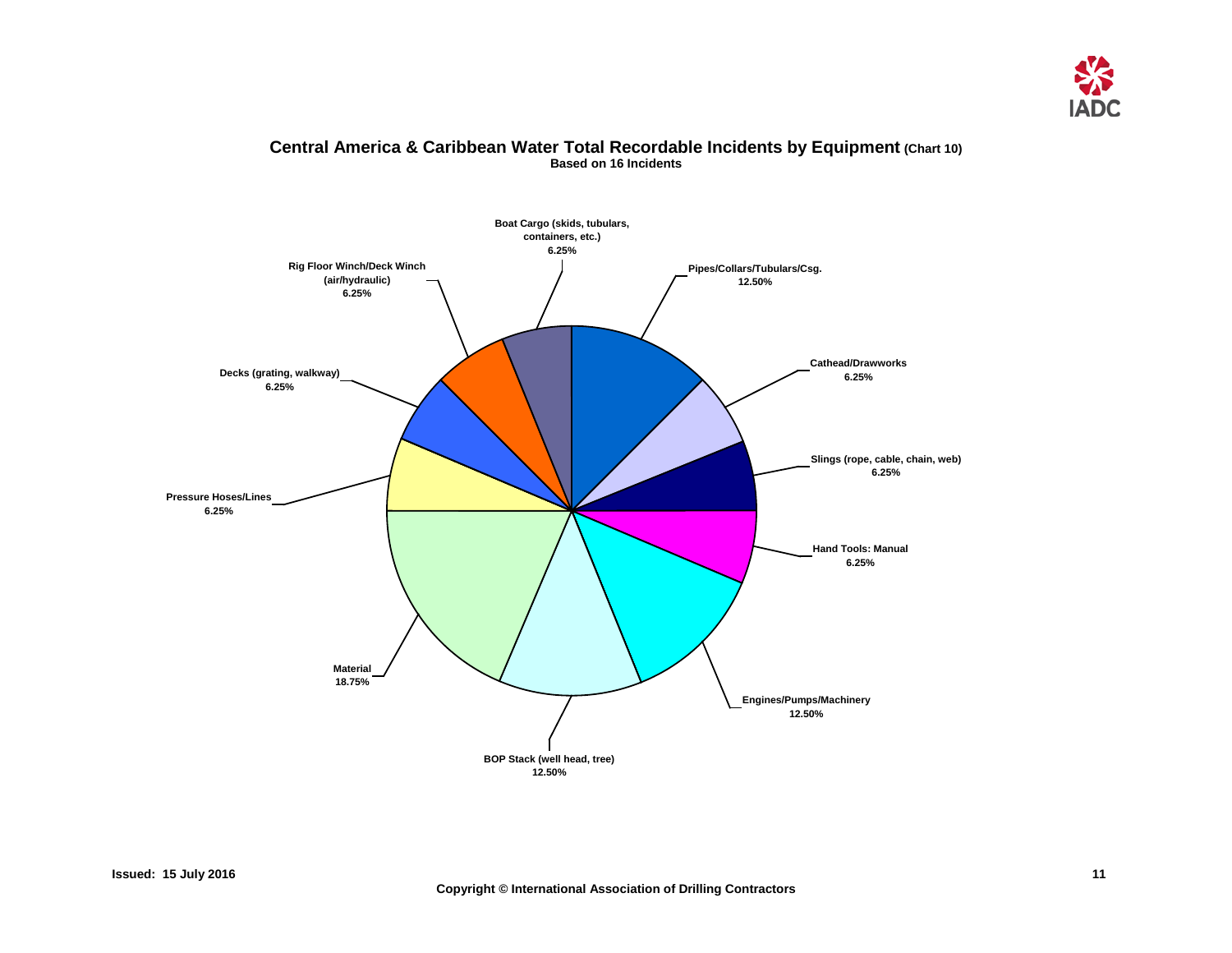## Central America & Caribbean Water Total Recordable Incidents by Equipment (Chart 10)

**Based on 16 Incidents**

| Equipment | Percentage |
|---|---|
| Pipes/Collars/Tubulars/Csg. | 12.50% |
| Cathead/Drawworks | 6.25% |
| Slings (rope, cable, chain, web) | 6.25% |
| Hand Tools: Manual | 6.25% |
| Engines/Pumps/Machinery | 12.50% |
| BOP Stack (well head, tree) | 12.50% |
| Material | 18.75% |
| Pressure Hoses/Lines | 6.25% |
| Decks (grating, walkway) | 6.25% |
| Rig Floor Winch/Deck Winch (air/hydraulic) | 6.25% |
| Boat Cargo (skids, tubulars, containers, etc.) | 6.25% |

Issued: 15 July 2016

Copyright © International Association of Drilling Contractors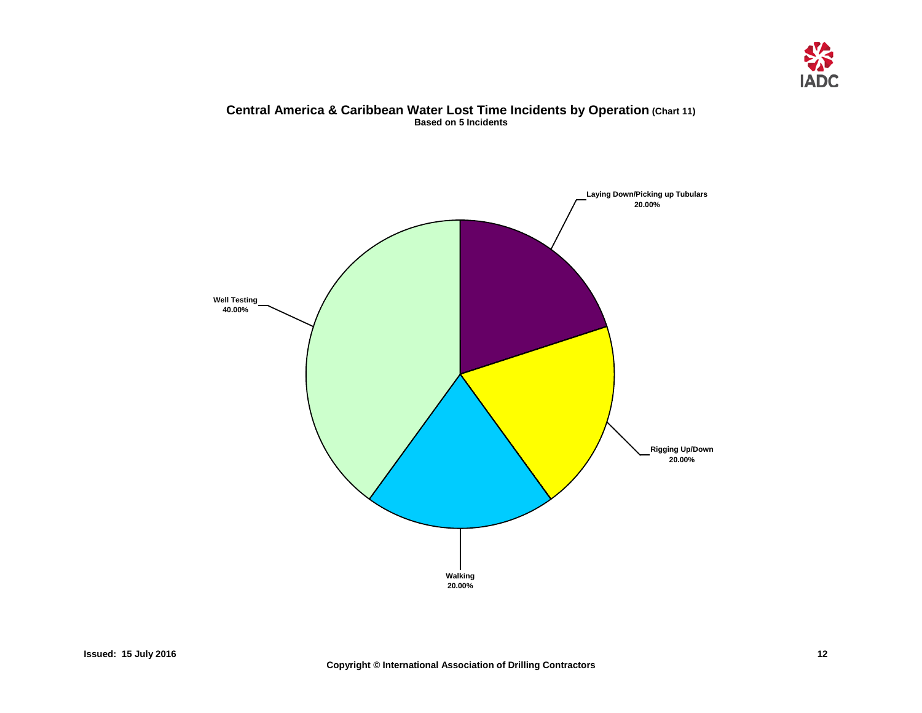**Central America & Caribbean Water Lost Time Incidents by Operation** (Chart 11)
**Based on 5 Incidents**

| Operation | Percentage |
| --- | --- |
| Laying Down/Picking up Tubulars | 20.00% |
| Rigging Up/Down | 20.00% |
| Walking | 20.00% |
| Well Testing | 40.00% |

Issued: 15 July 2016

Copyright © International Association of Drilling Contractors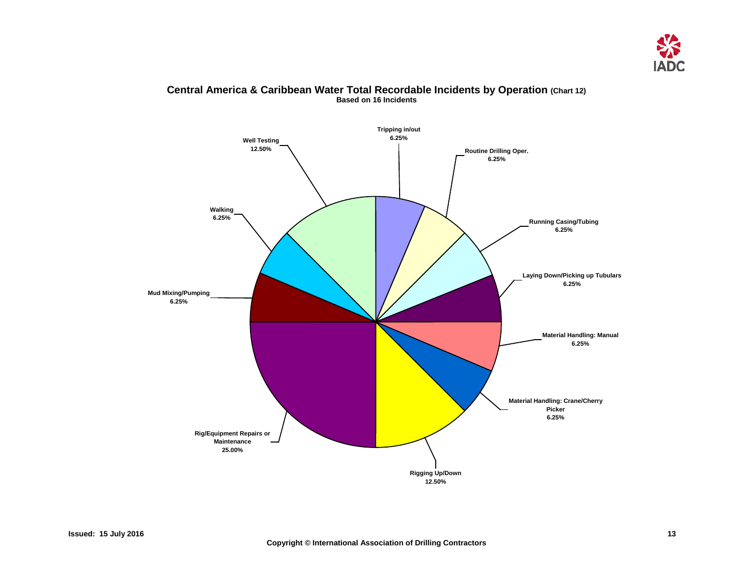## Central America & Caribbean Water Total Recordable Incidents by Operation (Chart 12)

**Based on 16 Incidents**

| Operation | Percentage |
| --- | --- |
| Tripping in/out | 6.25% |
| Routine Drilling Oper. | 6.25% |
| Running Casing/Tubing | 6.25% |
| Laying Down/Picking up Tubulars | 6.25% |
| Material Handling: Manual | 6.25% |
| Material Handling: Crane/Cherry Picker | 6.25% |
| Rigging Up/Down | 12.50% |
| Rig/Equipment Repairs or Maintenance | 25.00% |
| Mud Mixing/Pumping | 6.25% |
| Walking | 6.25% |
| Well Testing | 12.50% |

Issued: 15 July 2016

Copyright © International Association of Drilling Contractors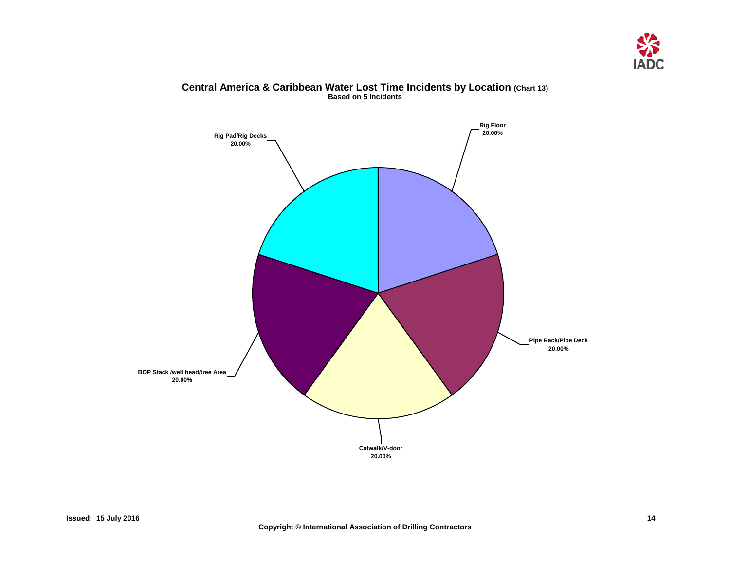## Central America & Caribbean Water Lost Time Incidents by Location (Chart 13)

**Based on 5 Incidents**

| Location | Percentage |
|---|---|
| Rig Floor | 20.00% |
| Pipe Rack/Pipe Deck | 20.00% |
| Catwalk/V-door | 20.00% |
| BOP Stack /well head/tree Area | 20.00% |
| Rig Pad/Rig Decks | 20.00% |

**Issued: 15 July 2016**

**Copyright © International Association of Drilling Contractors**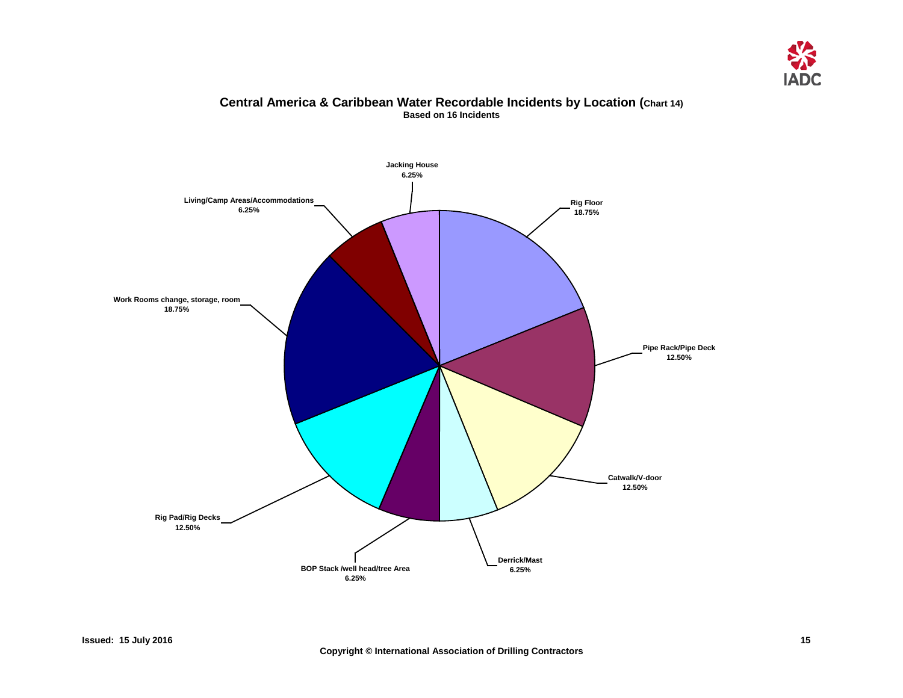# Central America & Caribbean Water Recordable Incidents by Location (Chart 14)

**Based on 16 Incidents**

| Location | Percentage |
| --- | --- |
| Jacking House | 6.25% |
| Rig Floor | 18.75% |
| Pipe Rack/Pipe Deck | 12.50% |
| Catwalk/V-door | 12.50% |
| Derrick/Mast | 6.25% |
| BOP Stack /well head/tree Area | 6.25% |
| Rig Pad/Rig Decks | 12.50% |
| Work Rooms change, storage, room | 18.75% |
| Living/Camp Areas/Accommodations | 6.25% |

Issued: 15 July 2016

Copyright © International Association of Drilling Contractors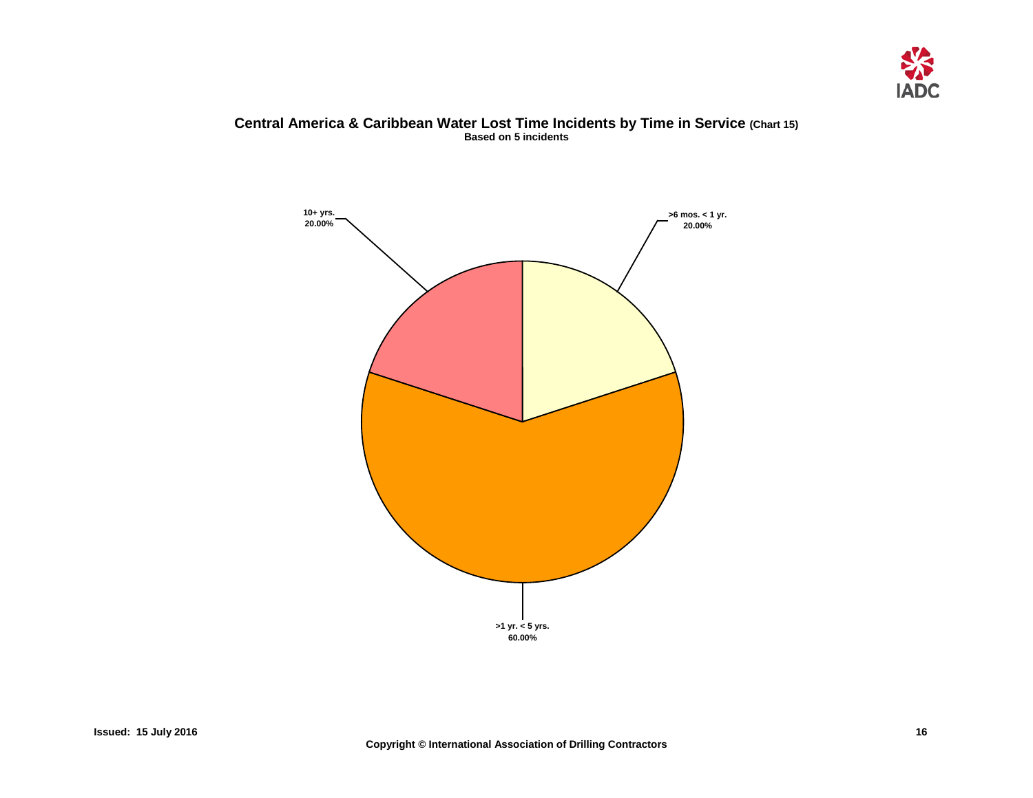## Central America & Caribbean Water Lost Time Incidents by Time in Service (Chart 15)

**Based on 5 incidents**

10+ yrs.
20.00%

>6 mos. < 1 yr.
20.00%

>1 yr. < 5 yrs.
60.00%

Issued: 15 July 2016

Copyright © International Association of Drilling Contractors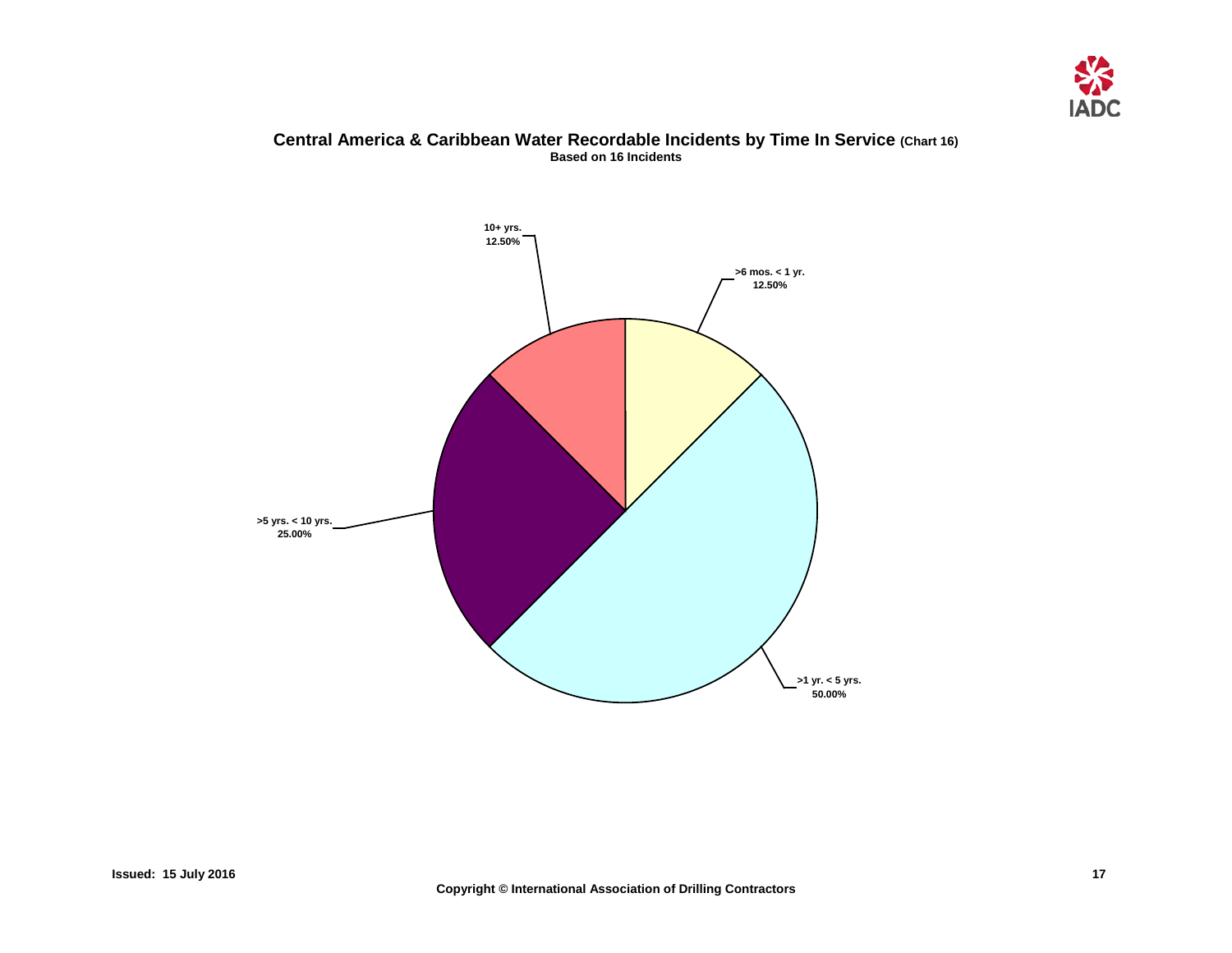## Central America & Caribbean Water Recordable Incidents by Time In Service (Chart 16)

**Based on 16 Incidents**

10+ yrs.
12.50%

>6 mos. < 1 yr.
12.50%

>5 yrs. < 10 yrs.
25.00%

>1 yr. < 5 yrs.
50.00%

Issued: 15 July 2016

Copyright © International Association of Drilling Contractors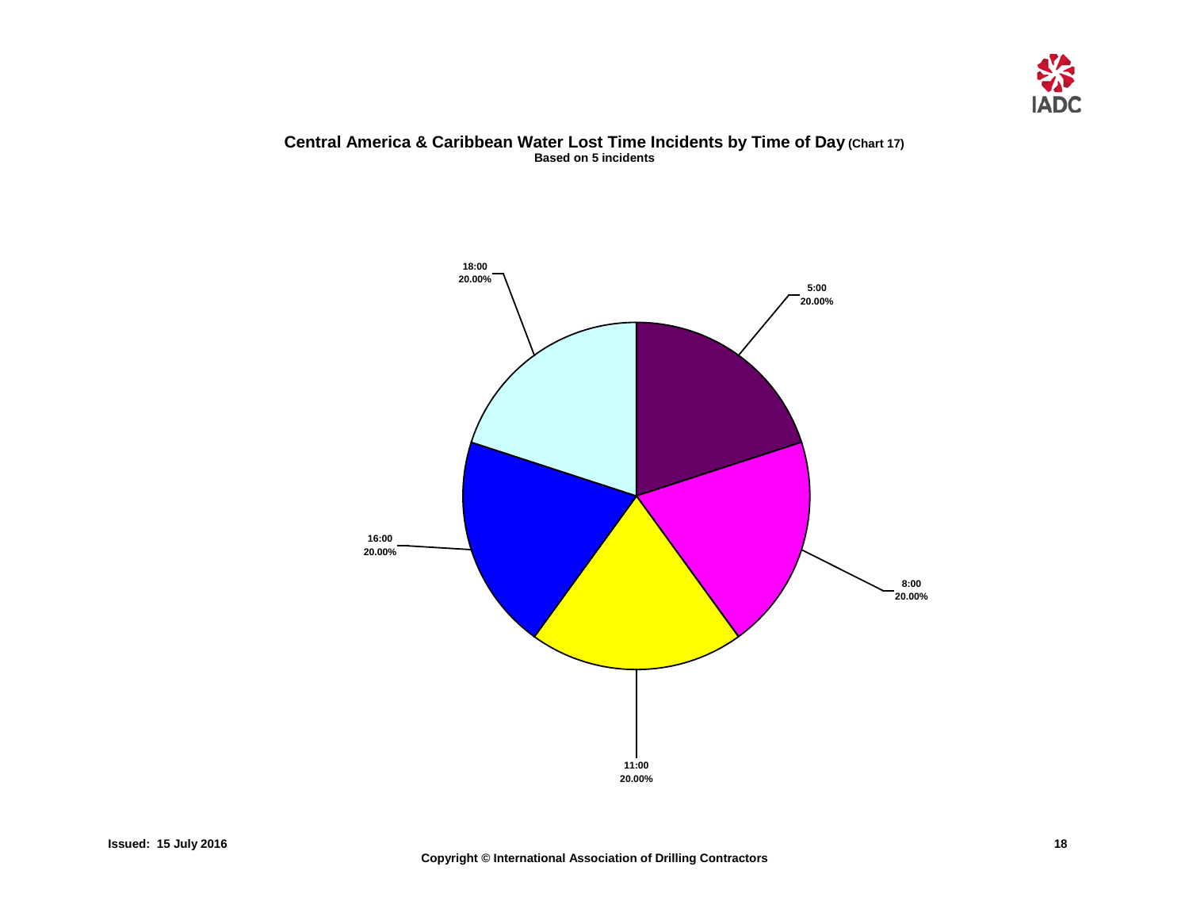## Central America & Caribbean Water Lost Time Incidents by Time of Day (Chart 17)

**Based on 5 incidents**

18:00
20.00%

5:00
20.00%

16:00
20.00%

8:00
20.00%

11:00
20.00%

**Issued: 15 July 2016**

**Copyright © International Association of Drilling Contractors**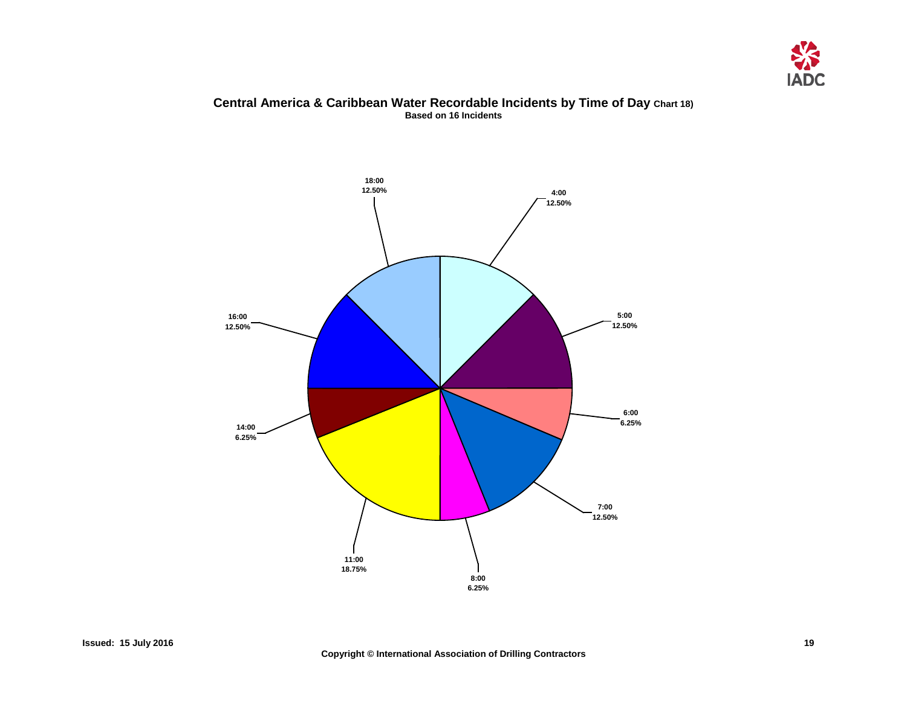## Central America & Caribbean Water Recordable Incidents by Time of Day Chart 18)

**Based on 16 Incidents**

| Time | Percentage |
| --- | --- |
| 4:00 | 12.50% |
| 5:00 | 12.50% |
| 6:00 | 6.25% |
| 7:00 | 12.50% |
| 8:00 | 6.25% |
| 11:00 | 18.75% |
| 14:00 | 6.25% |
| 16:00 | 12.50% |
| 18:00 | 12.50% |

Issued: 15 July 2016

Copyright © International Association of Drilling Contractors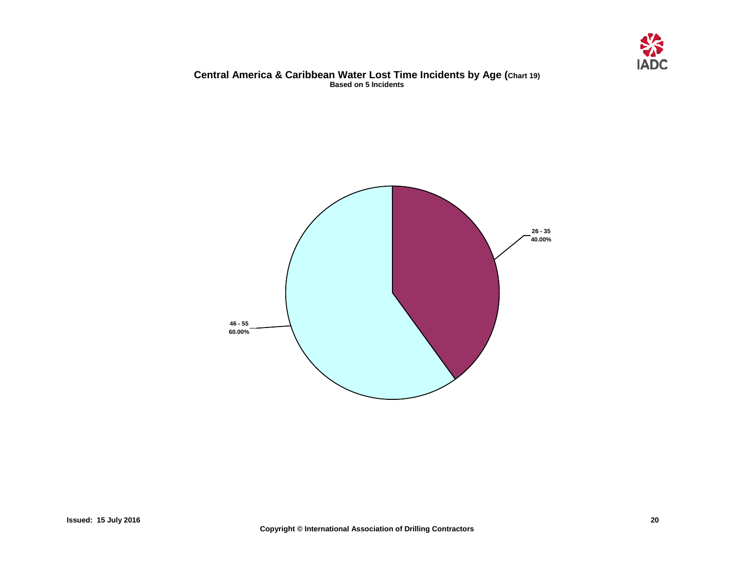## Central America & Caribbean Water Lost Time Incidents by Age (Chart 19)

**Based on 5 Incidents**

26 - 35
40.00%

46 - 55
60.00%

**Issued: 15 July 2016**

**Copyright © International Association of Drilling Contractors**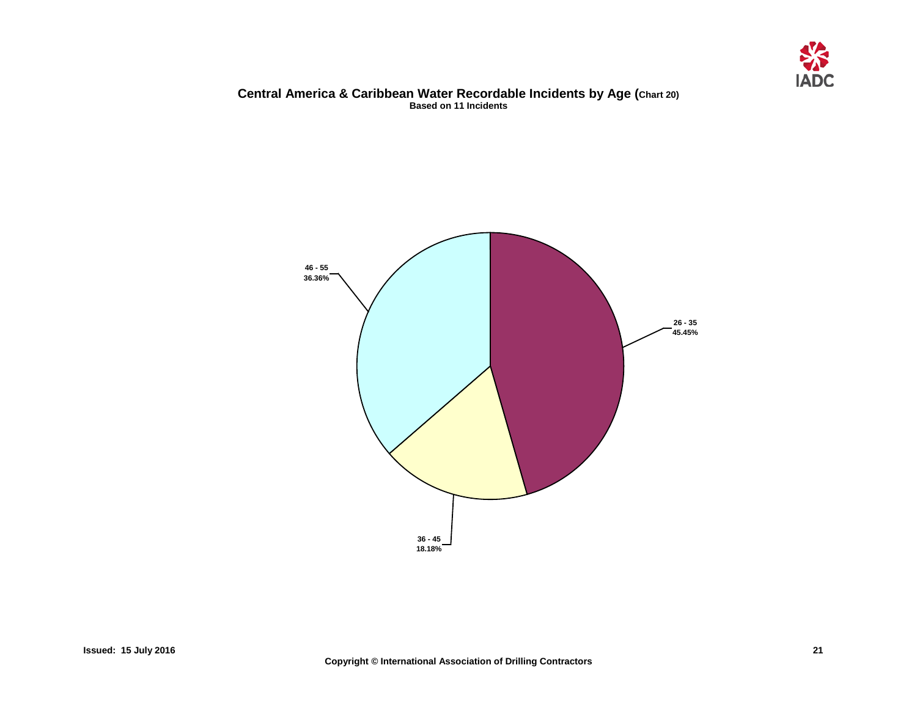## Central America & Caribbean Water Recordable Incidents by Age (Chart 20)

**Based on 11 Incidents**

46 - 55
36.36%

26 - 35
45.45%

36 - 45
18.18%

Issued: 15 July 2016

Copyright © International Association of Drilling Contractors